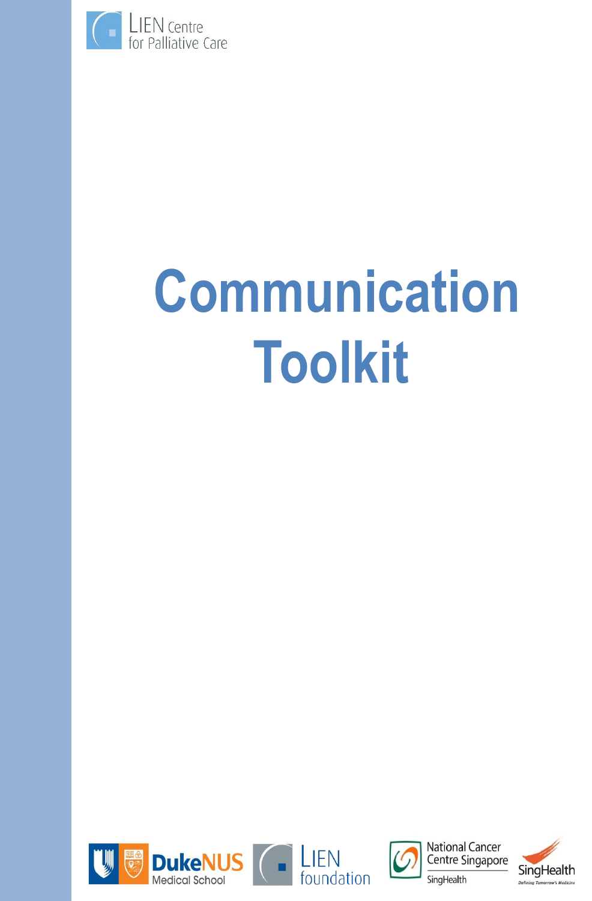LIEN Centre for Palliative Care

# Communication Toolkit

DukeNUS Medical School

LIEN foundation

National Cancer Centre Singapore

SingHealth

SingHealth Defining Tomorrow's Medicine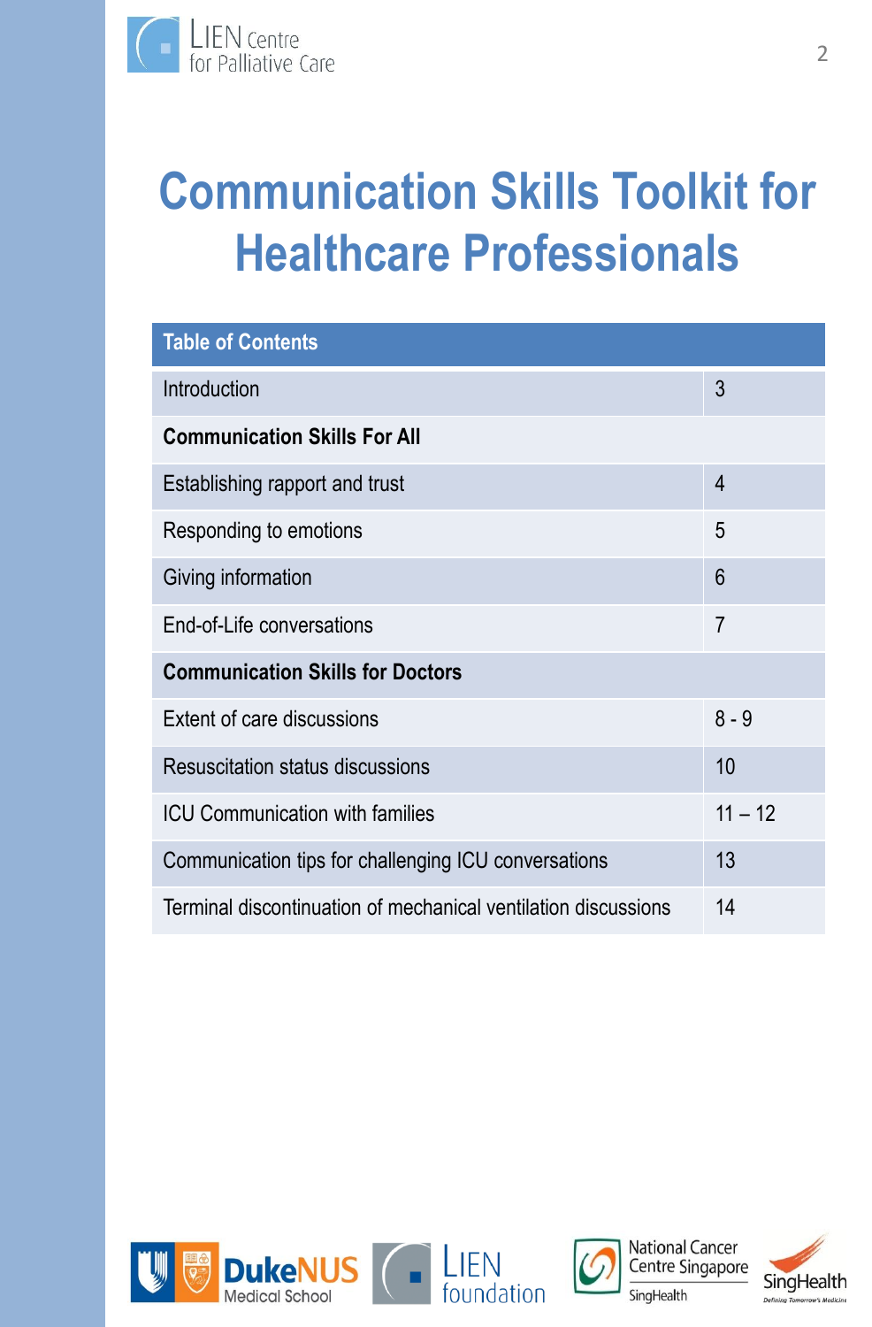# Communication Skills Toolkit for Healthcare Professionals

| Table of Contents | |
|---|---|
| Introduction | 3 |
| **Communication Skills For All** | |
| Establishing rapport and trust | 4 |
| Responding to emotions | 5 |
| Giving information | 6 |
| End-of-Life conversations | 7 |
| **Communication Skills for Doctors** | |
| Extent of care discussions | 8 - 9 |
| Resuscitation status discussions | 10 |
| ICU Communication with families | 11 – 12 |
| Communication tips for challenging ICU conversations | 13 |
| Terminal discontinuation of mechanical ventilation discussions | 14 |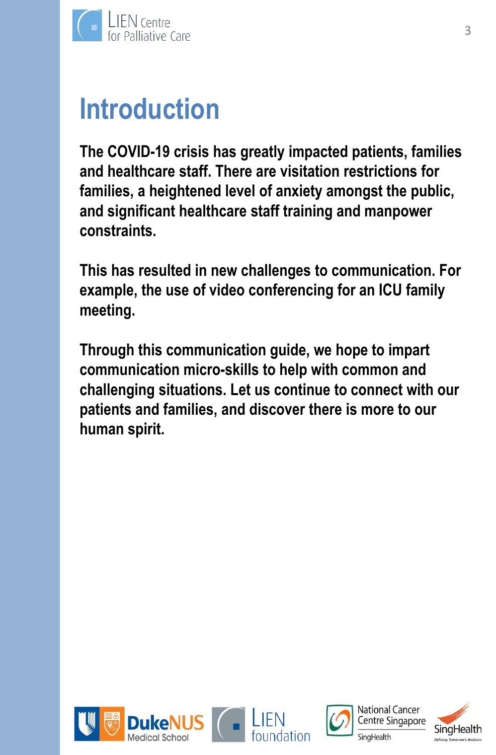# Introduction

**The COVID-19 crisis has greatly impacted patients, families and healthcare staff. There are visitation restrictions for families, a heightened level of anxiety amongst the public, and significant healthcare staff training and manpower constraints.**

**This has resulted in new challenges to communication. For example, the use of video conferencing for an ICU family meeting.**

**Through this communication guide, we hope to impart communication micro-skills to help with common and challenging situations. Let us continue to connect with our patients and families, and discover there is more to our human spirit.**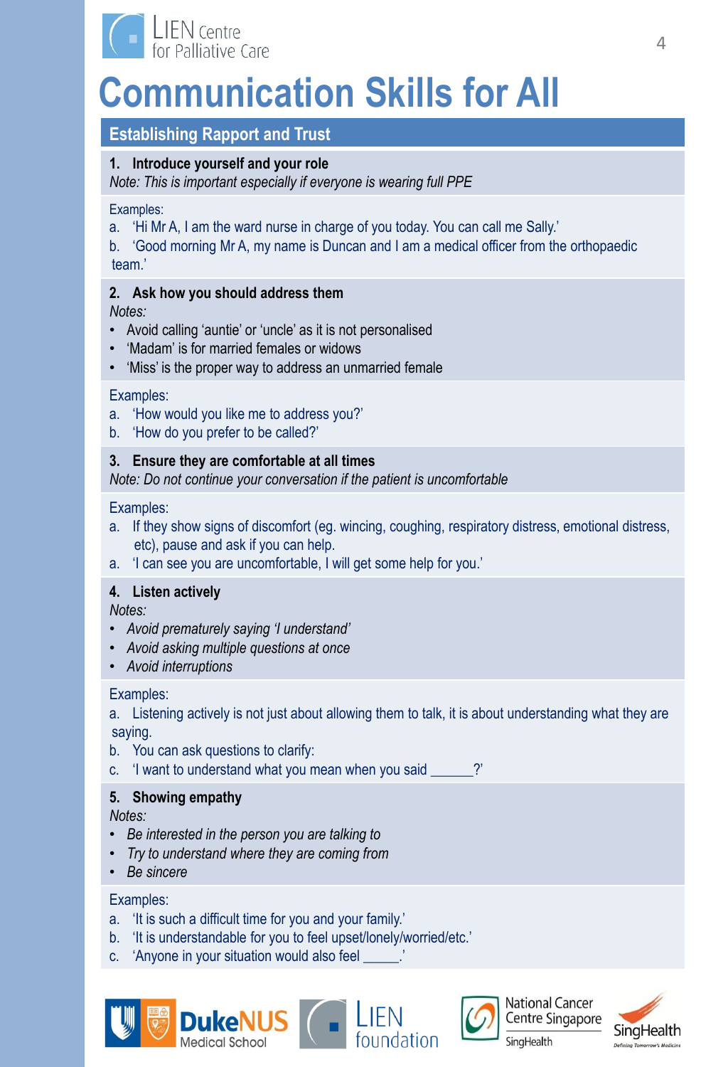# Communication Skills for All

## Establishing Rapport and Trust

**1. Introduce yourself and your role**

*Note: This is important especially if everyone is wearing full PPE*

Examples:

a. 'Hi Mr A, I am the ward nurse in charge of you today. You can call me Sally.'

b. 'Good morning Mr A, my name is Duncan and I am a medical officer from the orthopaedic team.'

**2. Ask how you should address them**

*Notes:*

- Avoid calling 'auntie' or 'uncle' as it is not personalised
- 'Madam' is for married females or widows
- 'Miss' is the proper way to address an unmarried female

Examples:

a. 'How would you like me to address you?'

b. 'How do you prefer to be called?'

**3. Ensure they are comfortable at all times**

*Note: Do not continue your conversation if the patient is uncomfortable*

Examples:

a. If they show signs of discomfort (eg. wincing, coughing, respiratory distress, emotional distress, etc), pause and ask if you can help.

a. 'I can see you are uncomfortable, I will get some help for you.'

**4. Listen actively**

*Notes:*

- *Avoid prematurely saying 'I understand'*
- *Avoid asking multiple questions at once*
- *Avoid interruptions*

Examples:

a. Listening actively is not just about allowing them to talk, it is about understanding what they are saying.

b. You can ask questions to clarify:

c. 'I want to understand what you mean when you said ______?'

**5. Showing empathy**

*Notes:*

- *Be interested in the person you are talking to*
- *Try to understand where they are coming from*
- *Be sincere*

Examples:

a. 'It is such a difficult time for you and your family.'

b. 'It is understandable for you to feel upset/lonely/worried/etc.'

c. 'Anyone in your situation would also feel _____.'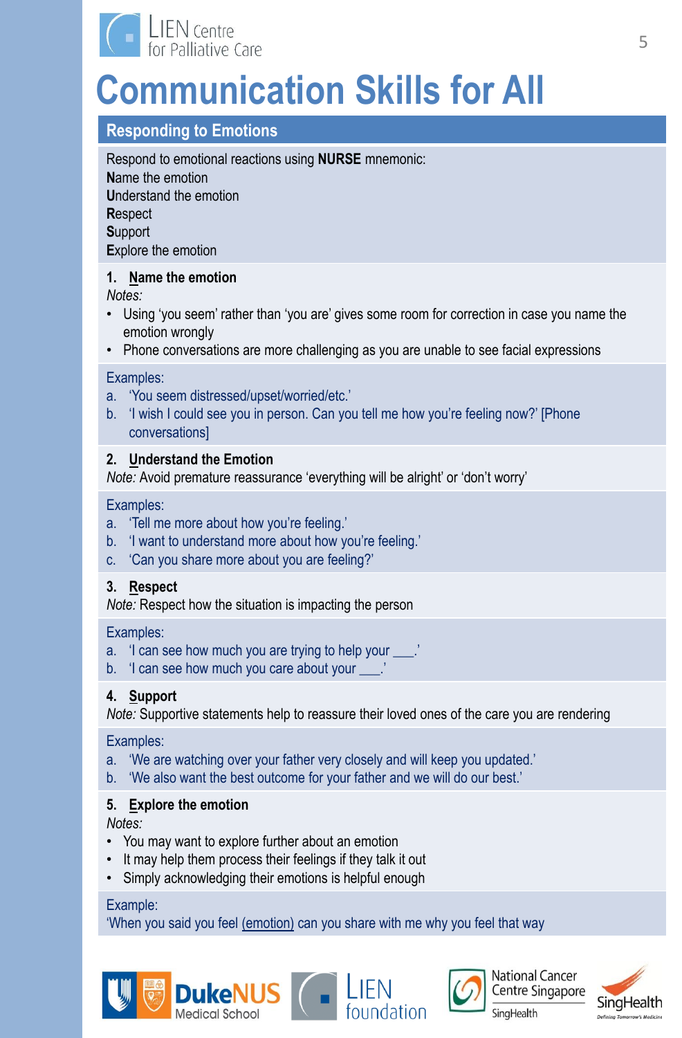# Communication Skills for All

## Responding to Emotions

Respond to emotional reactions using **NURSE** mnemonic:
**N**ame the emotion
**U**nderstand the emotion
**R**espect
**S**upport
**E**xplore the emotion

### 1. Name the emotion

*Notes:*

- Using 'you seem' rather than 'you are' gives some room for correction in case you name the emotion wrongly
- Phone conversations are more challenging as you are unable to see facial expressions

Examples:

a. 'You seem distressed/upset/worried/etc.'
b. 'I wish I could see you in person. Can you tell me how you're feeling now?' [Phone conversations]

### 2. Understand the Emotion

*Note:* Avoid premature reassurance 'everything will be alright' or 'don't worry'

Examples:

a. 'Tell me more about how you're feeling.'
b. 'I want to understand more about how you're feeling.'
c. 'Can you share more about you are feeling?'

### 3. Respect

*Note:* Respect how the situation is impacting the person

Examples:

a. 'I can see how much you are trying to help your ___.'
b. 'I can see how much you care about your ___.'

### 4. Support

*Note:* Supportive statements help to reassure their loved ones of the care you are rendering

Examples:

a. 'We are watching over your father very closely and will keep you updated.'
b. 'We also want the best outcome for your father and we will do our best.'

### 5. Explore the emotion

*Notes:*

- You may want to explore further about an emotion
- It may help them process their feelings if they talk it out
- Simply acknowledging their emotions is helpful enough

Example:

'When you said you feel (emotion) can you share with me why you feel that way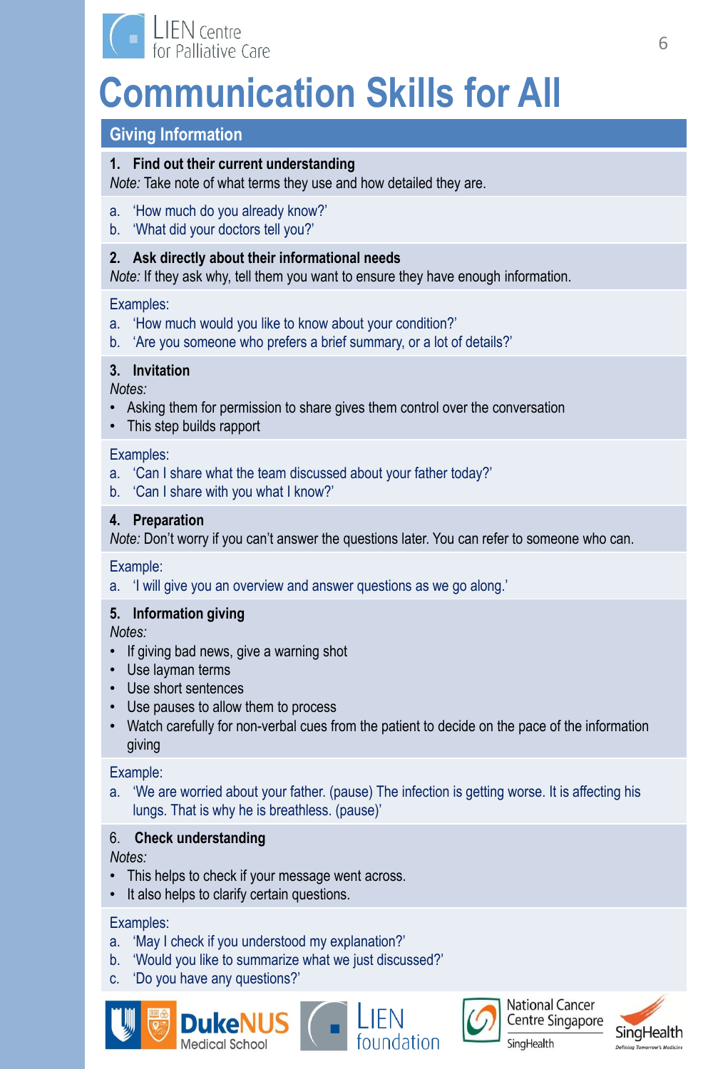# Communication Skills for All

## Giving Information

### 1. Find out their current understanding

*Note:* Take note of what terms they use and how detailed they are.

a. 'How much do you already know?'
b. 'What did your doctors tell you?'

### 2. Ask directly about their informational needs

*Note:* If they ask why, tell them you want to ensure they have enough information.

Examples:
a. 'How much would you like to know about your condition?'
b. 'Are you someone who prefers a brief summary, or a lot of details?'

### 3. Invitation

*Notes:*
- Asking them for permission to share gives them control over the conversation
- This step builds rapport

Examples:
a. 'Can I share what the team discussed about your father today?'
b. 'Can I share with you what I know?'

### 4. Preparation

*Note:* Don't worry if you can't answer the questions later. You can refer to someone who can.

Example:
a. 'I will give you an overview and answer questions as we go along.'

### 5. Information giving

*Notes:*
- If giving bad news, give a warning shot
- Use layman terms
- Use short sentences
- Use pauses to allow them to process
- Watch carefully for non-verbal cues from the patient to decide on the pace of the information giving

Example:
a. 'We are worried about your father. (pause) The infection is getting worse. It is affecting his lungs. That is why he is breathless. (pause)'

### 6. Check understanding

*Notes:*
- This helps to check if your message went across.
- It also helps to clarify certain questions.

Examples:
a. 'May I check if you understood my explanation?'
b. 'Would you like to summarize what we just discussed?'
c. 'Do you have any questions?'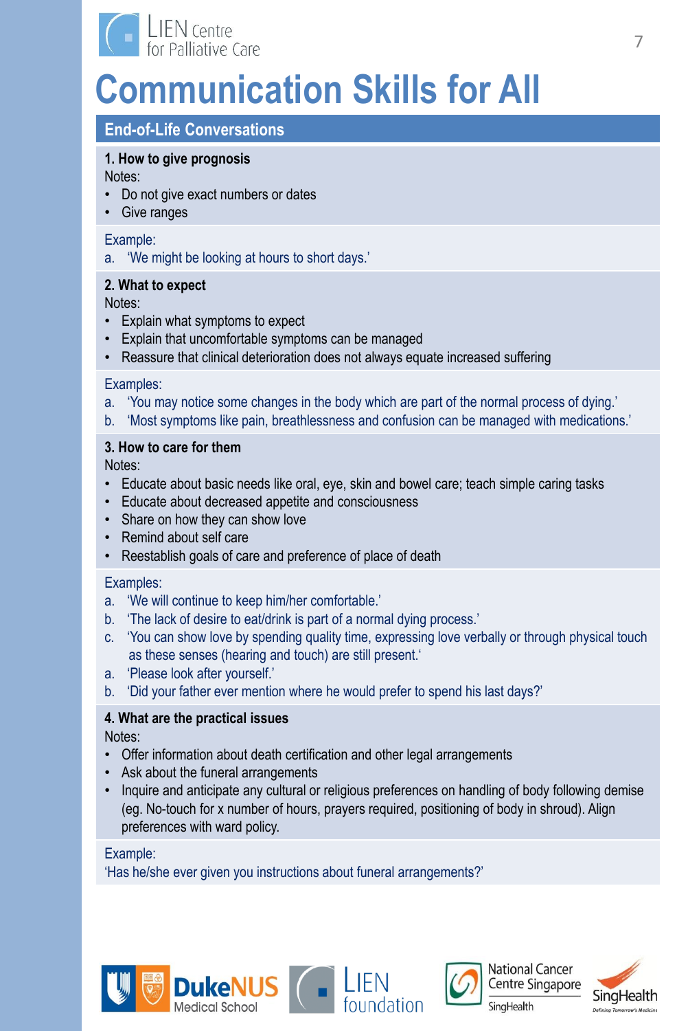# Communication Skills for All

## End-of-Life Conversations

### 1. How to give prognosis

Notes:

- Do not give exact numbers or dates
- Give ranges

Example:

a. 'We might be looking at hours to short days.'

### 2. What to expect

Notes:

- Explain what symptoms to expect
- Explain that uncomfortable symptoms can be managed
- Reassure that clinical deterioration does not always equate increased suffering

Examples:

a. 'You may notice some changes in the body which are part of the normal process of dying.'
b. 'Most symptoms like pain, breathlessness and confusion can be managed with medications.'

### 3. How to care for them

Notes:

- Educate about basic needs like oral, eye, skin and bowel care; teach simple caring tasks
- Educate about decreased appetite and consciousness
- Share on how they can show love
- Remind about self care
- Reestablish goals of care and preference of place of death

Examples:

a. 'We will continue to keep him/her comfortable.'
b. 'The lack of desire to eat/drink is part of a normal dying process.'
c. 'You can show love by spending quality time, expressing love verbally or through physical touch as these senses (hearing and touch) are still present.'
a. 'Please look after yourself.'
b. 'Did your father ever mention where he would prefer to spend his last days?'

### 4. What are the practical issues

Notes:

- Offer information about death certification and other legal arrangements
- Ask about the funeral arrangements
- Inquire and anticipate any cultural or religious preferences on handling of body following demise (eg. No-touch for x number of hours, prayers required, positioning of body in shroud). Align preferences with ward policy.

Example:

'Has he/she ever given you instructions about funeral arrangements?'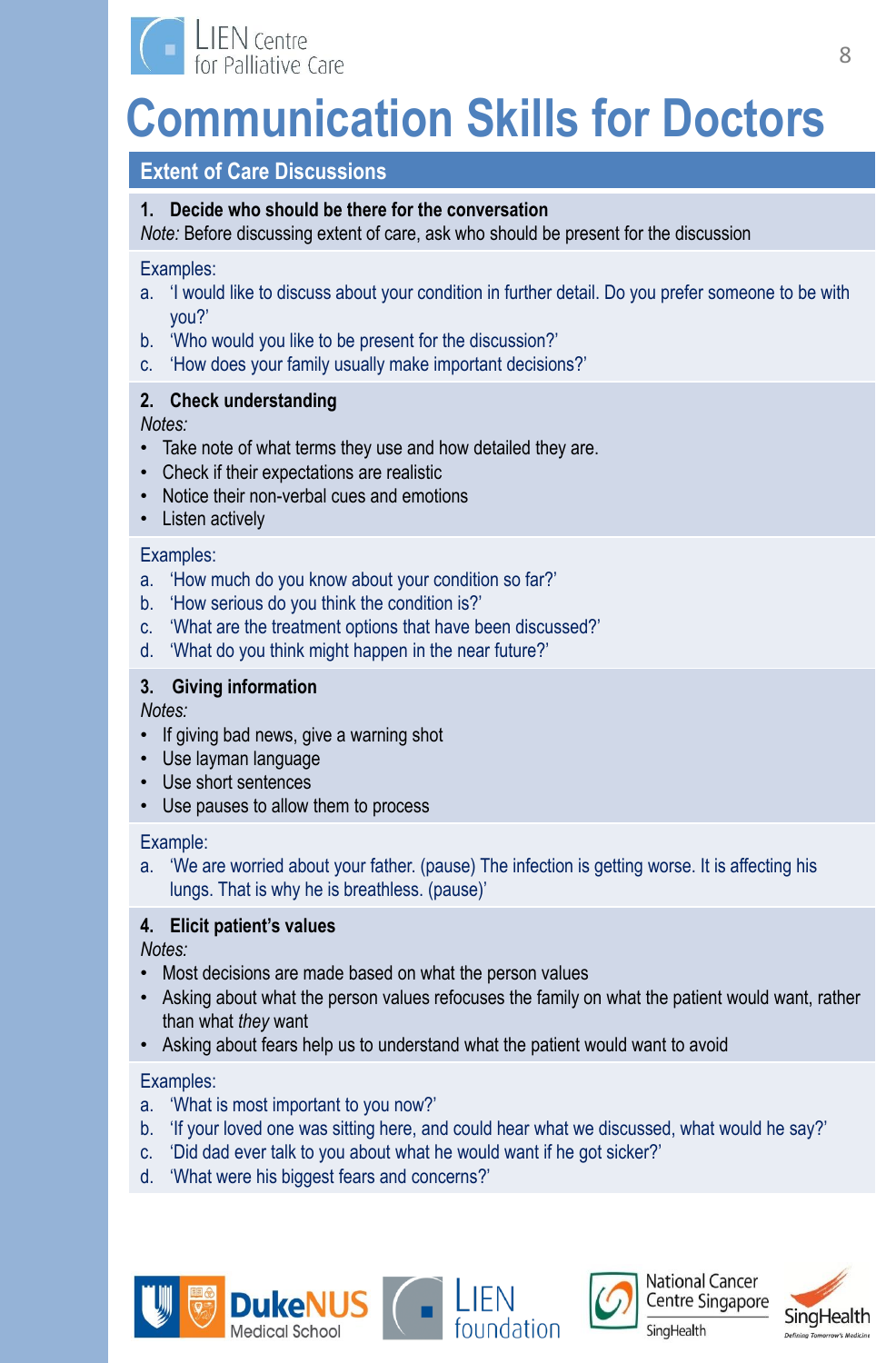# Communication Skills for Doctors

## Extent of Care Discussions

### 1. Decide who should be there for the conversation

*Note:* Before discussing extent of care, ask who should be present for the discussion

Examples:

a. 'I would like to discuss about your condition in further detail. Do you prefer someone to be with you?'
b. 'Who would you like to be present for the discussion?'
c. 'How does your family usually make important decisions?'

### 2. Check understanding

*Notes:*

- Take note of what terms they use and how detailed they are.
- Check if their expectations are realistic
- Notice their non-verbal cues and emotions
- Listen actively

Examples:

a. 'How much do you know about your condition so far?'
b. 'How serious do you think the condition is?'
c. 'What are the treatment options that have been discussed?'
d. 'What do you think might happen in the near future?'

### 3. Giving information

*Notes:*

- If giving bad news, give a warning shot
- Use layman language
- Use short sentences
- Use pauses to allow them to process

Example:

a. 'We are worried about your father. (pause) The infection is getting worse. It is affecting his lungs. That is why he is breathless. (pause)'

### 4. Elicit patient's values

*Notes:*

- Most decisions are made based on what the person values
- Asking about what the person values refocuses the family on what the patient would want, rather than what *they* want
- Asking about fears help us to understand what the patient would want to avoid

Examples:

a. 'What is most important to you now?'
b. 'If your loved one was sitting here, and could hear what we discussed, what would he say?'
c. 'Did dad ever talk to you about what he would want if he got sicker?'
d. 'What were his biggest fears and concerns?'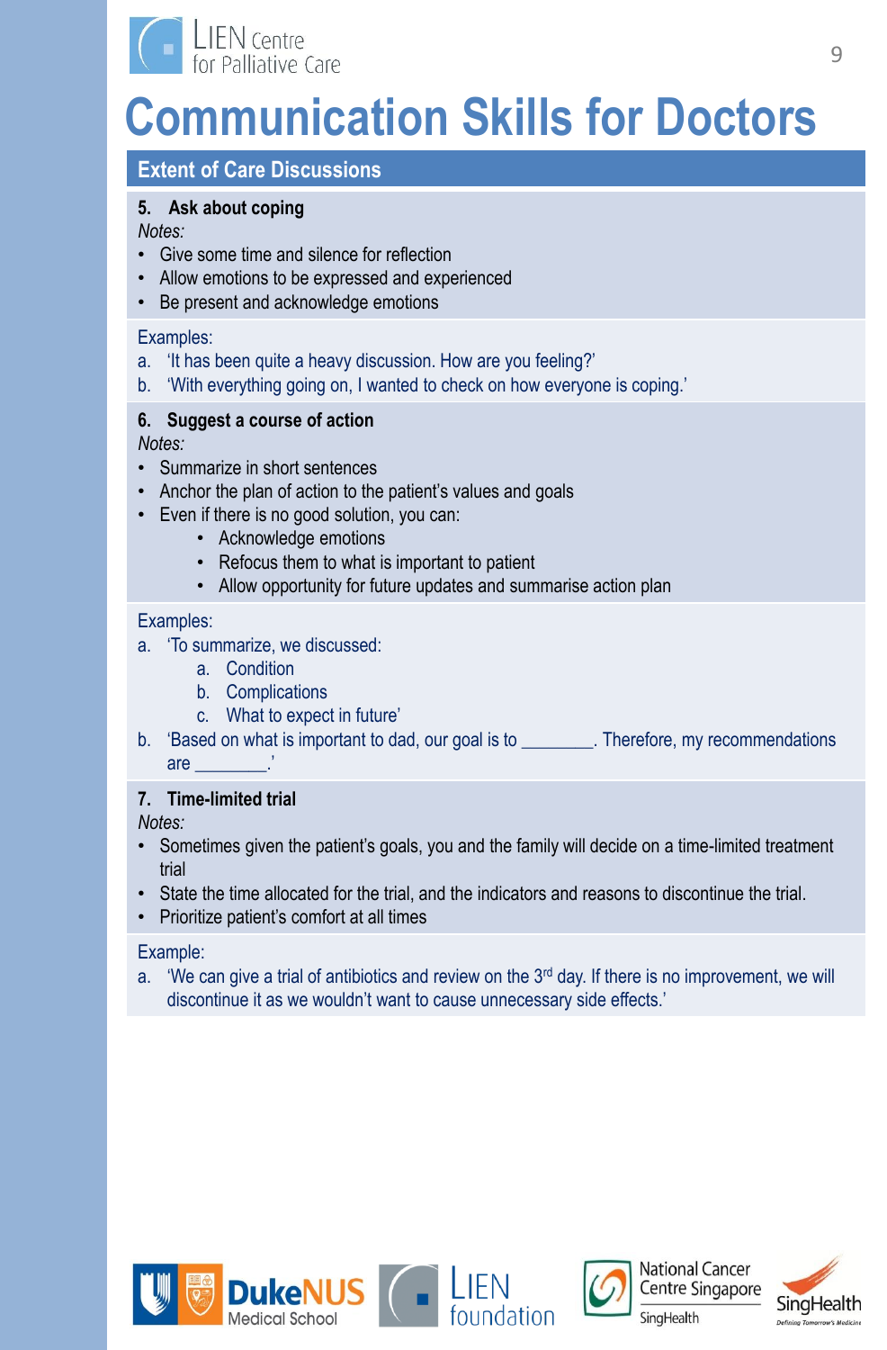# Communication Skills for Doctors

## Extent of Care Discussions

### 5. Ask about coping

*Notes:*

- Give some time and silence for reflection
- Allow emotions to be expressed and experienced
- Be present and acknowledge emotions

Examples:

a. 'It has been quite a heavy discussion. How are you feeling?'
b. 'With everything going on, I wanted to check on how everyone is coping.'

### 6. Suggest a course of action

*Notes:*

- Summarize in short sentences
- Anchor the plan of action to the patient's values and goals
- Even if there is no good solution, you can:
  - Acknowledge emotions
  - Refocus them to what is important to patient
  - Allow opportunity for future updates and summarise action plan

Examples:

a. 'To summarize, we discussed:
   a. Condition
   b. Complications
   c. What to expect in future'
b. 'Based on what is important to dad, our goal is to ________. Therefore, my recommendations are ________.'

### 7. Time-limited trial

*Notes:*

- Sometimes given the patient's goals, you and the family will decide on a time-limited treatment trial
- State the time allocated for the trial, and the indicators and reasons to discontinue the trial.
- Prioritize patient's comfort at all times

Example:

a. 'We can give a trial of antibiotics and review on the 3rd day. If there is no improvement, we will discontinue it as we wouldn't want to cause unnecessary side effects.'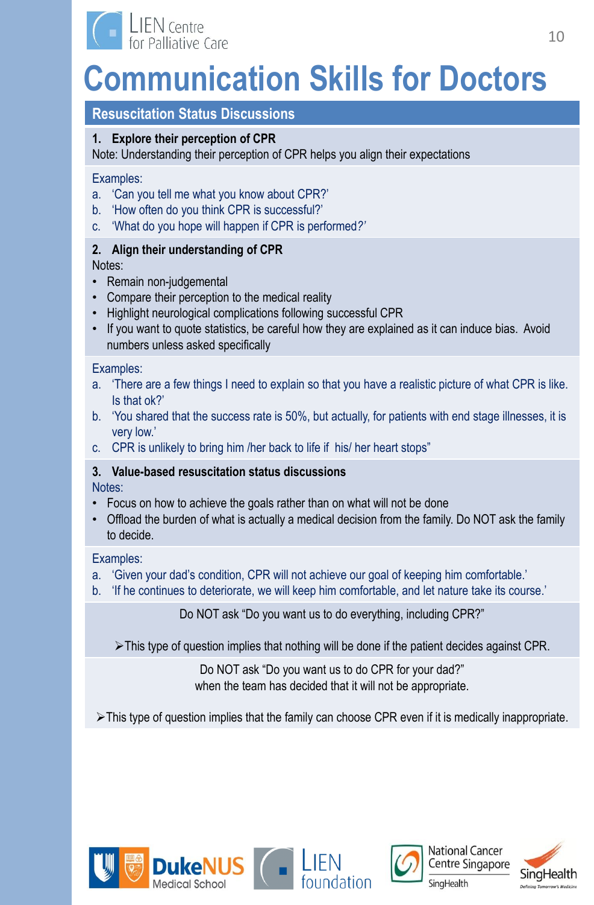# Communication Skills for Doctors

## Resuscitation Status Discussions

**1. Explore their perception of CPR**

Note: Understanding their perception of CPR helps you align their expectations

Examples:

a. 'Can you tell me what you know about CPR?'
b. 'How often do you think CPR is successful?'
c. 'What do you hope will happen if CPR is performed?'

**2. Align their understanding of CPR**

Notes:

- Remain non-judgemental
- Compare their perception to the medical reality
- Highlight neurological complications following successful CPR
- If you want to quote statistics, be careful how they are explained as it can induce bias. Avoid numbers unless asked specifically

Examples:

a. 'There are a few things I need to explain so that you have a realistic picture of what CPR is like. Is that ok?'
b. 'You shared that the success rate is 50%, but actually, for patients with end stage illnesses, it is very low.'
c. CPR is unlikely to bring him /her back to life if his/ her heart stops"

**3. Value-based resuscitation status discussions**

Notes:

- Focus on how to achieve the goals rather than on what will not be done
- Offload the burden of what is actually a medical decision from the family. Do NOT ask the family to decide.

Examples:

a. 'Given your dad's condition, CPR will not achieve our goal of keeping him comfortable.'
b. 'If he continues to deteriorate, we will keep him comfortable, and let nature take its course.'

Do NOT ask "Do you want us to do everything, including CPR?"

➢This type of question implies that nothing will be done if the patient decides against CPR.

Do NOT ask "Do you want us to do CPR for your dad?" when the team has decided that it will not be appropriate.

➢This type of question implies that the family can choose CPR even if it is medically inappropriate.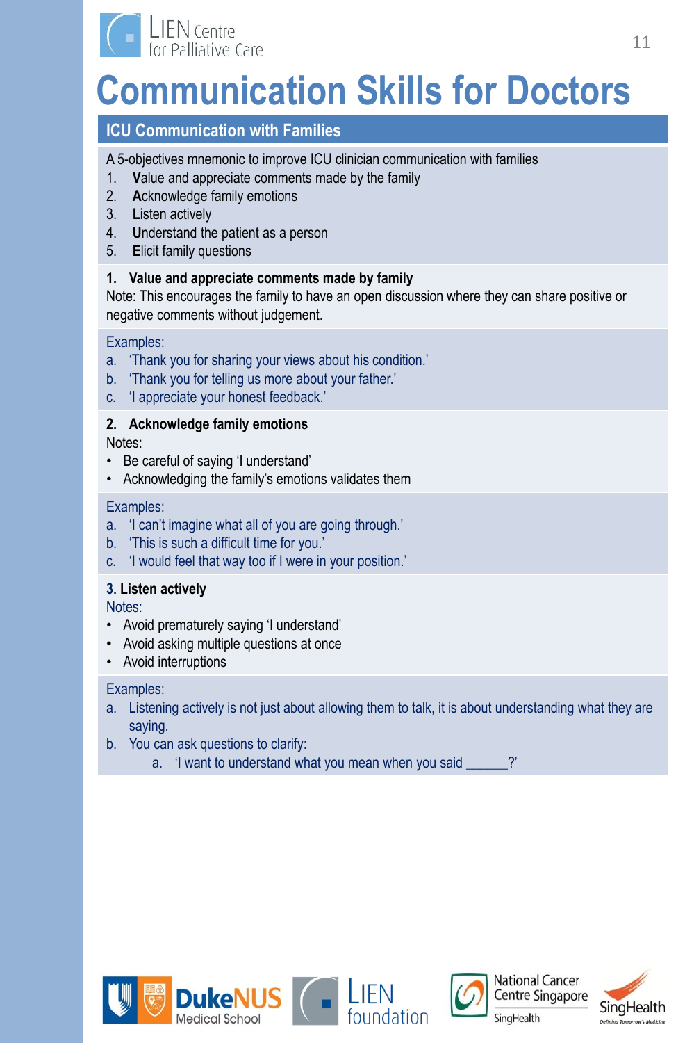# Communication Skills for Doctors

## ICU Communication with Families

A 5-objectives mnemonic to improve ICU clinician communication with families

1. **V**alue and appreciate comments made by the family
2. **A**cknowledge family emotions
3. **L**isten actively
4. **U**nderstand the patient as a person
5. **E**licit family questions

### 1. Value and appreciate comments made by family

Note: This encourages the family to have an open discussion where they can share positive or negative comments without judgement.

Examples:

a. 'Thank you for sharing your views about his condition.'
b. 'Thank you for telling us more about your father.'
c. 'I appreciate your honest feedback.'

### 2. Acknowledge family emotions

Notes:

- Be careful of saying 'I understand'
- Acknowledging the family's emotions validates them

Examples:

a. 'I can't imagine what all of you are going through.'
b. 'This is such a difficult time for you.'
c. 'I would feel that way too if I were in your position.'

### 3. Listen actively

Notes:

- Avoid prematurely saying 'I understand'
- Avoid asking multiple questions at once
- Avoid interruptions

Examples:

a. Listening actively is not just about allowing them to talk, it is about understanding what they are saying.
b. You can ask questions to clarify:
    a. 'I want to understand what you mean when you said ______?'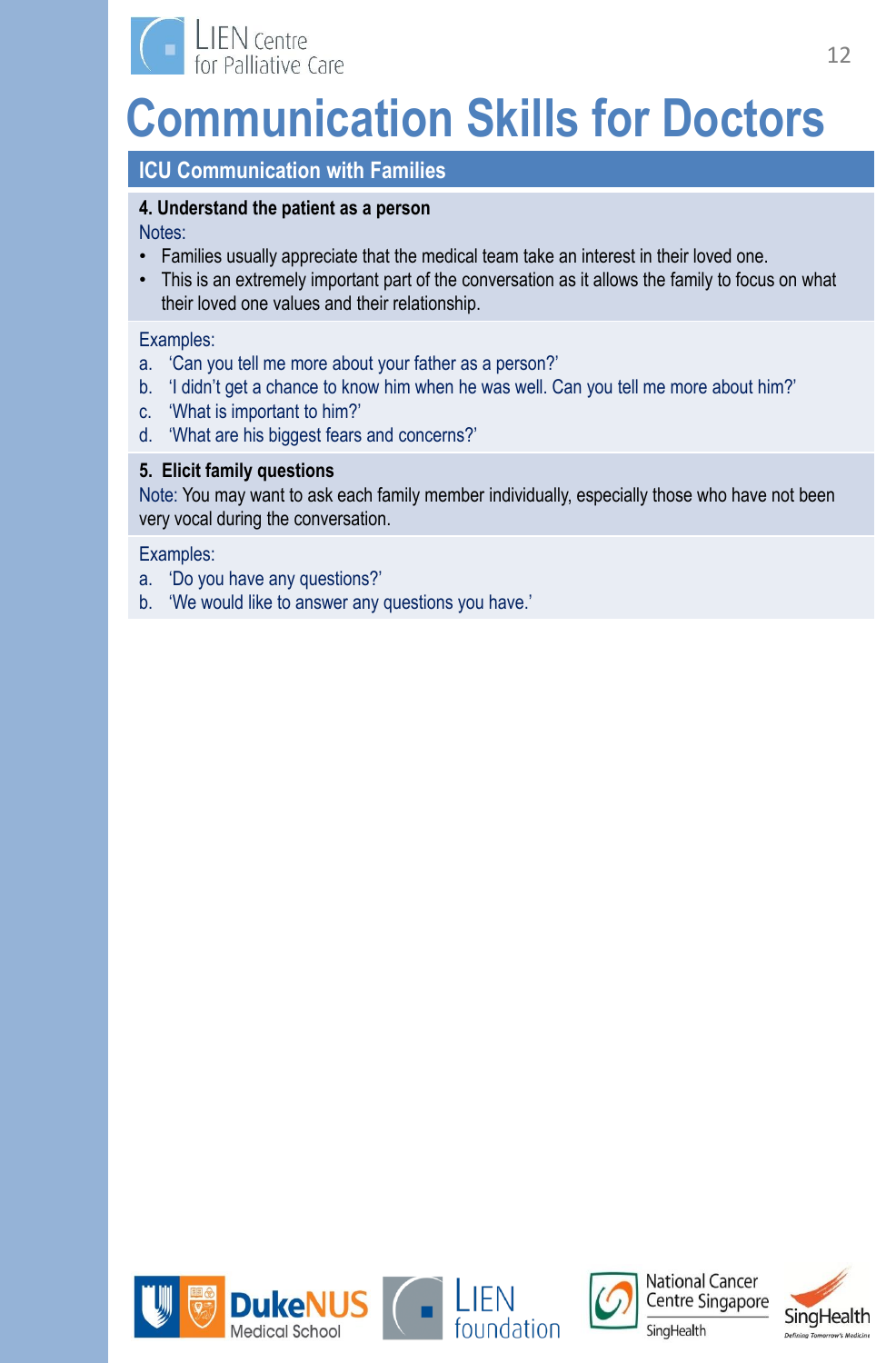# Communication Skills for Doctors

## ICU Communication with Families

**4. Understand the patient as a person**

Notes:

- Families usually appreciate that the medical team take an interest in their loved one.
- This is an extremely important part of the conversation as it allows the family to focus on what their loved one values and their relationship.

Examples:

a. 'Can you tell me more about your father as a person?'
b. 'I didn't get a chance to know him when he was well. Can you tell me more about him?'
c. 'What is important to him?'
d. 'What are his biggest fears and concerns?'

**5. Elicit family questions**

Note: You may want to ask each family member individually, especially those who have not been very vocal during the conversation.

Examples:

a. 'Do you have any questions?'
b. 'We would like to answer any questions you have.'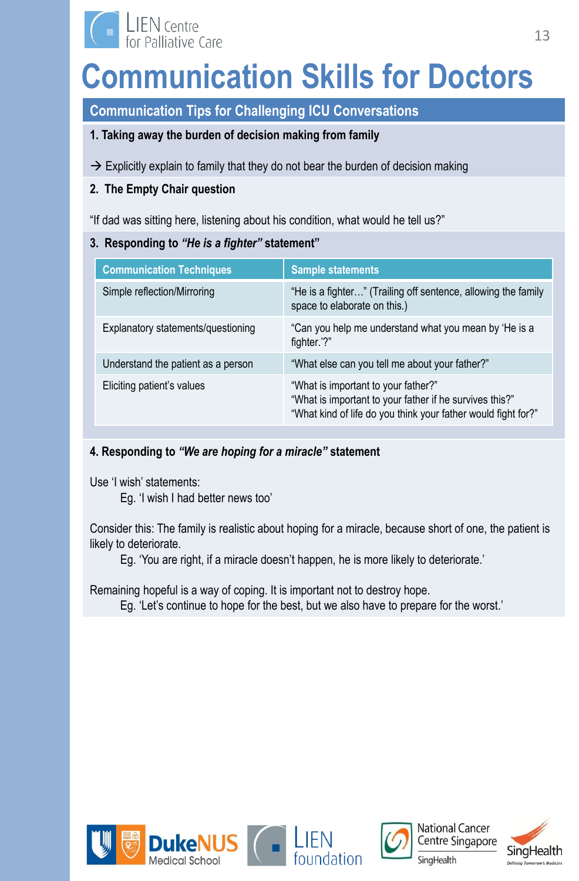# Communication Skills for Doctors

## Communication Tips for Challenging ICU Conversations

**1. Taking away the burden of decision making from family**

→ Explicitly explain to family that they do not bear the burden of decision making

**2. The Empty Chair question**

"If dad was sitting here, listening about his condition, what would he tell us?"

**3. Responding to *"He is a fighter"* statement"**

| Communication Techniques | Sample statements |
| --- | --- |
| Simple reflection/Mirroring | "He is a fighter…" (Trailing off sentence, allowing the family space to elaborate on this.) |
| Explanatory statements/questioning | "Can you help me understand what you mean by 'He is a fighter.'?" |
| Understand the patient as a person | "What else can you tell me about your father?" |
| Eliciting patient's values | "What is important to your father?"<br>"What is important to your father if he survives this?"<br>"What kind of life do you think your father would fight for?" |

**4. Responding to *"We are hoping for a miracle"* statement**

Use 'I wish' statements:

Eg. 'I wish I had better news too'

Consider this: The family is realistic about hoping for a miracle, because short of one, the patient is likely to deteriorate.

Eg. 'You are right, if a miracle doesn't happen, he is more likely to deteriorate.'

Remaining hopeful is a way of coping. It is important not to destroy hope.

Eg. 'Let's continue to hope for the best, but we also have to prepare for the worst.'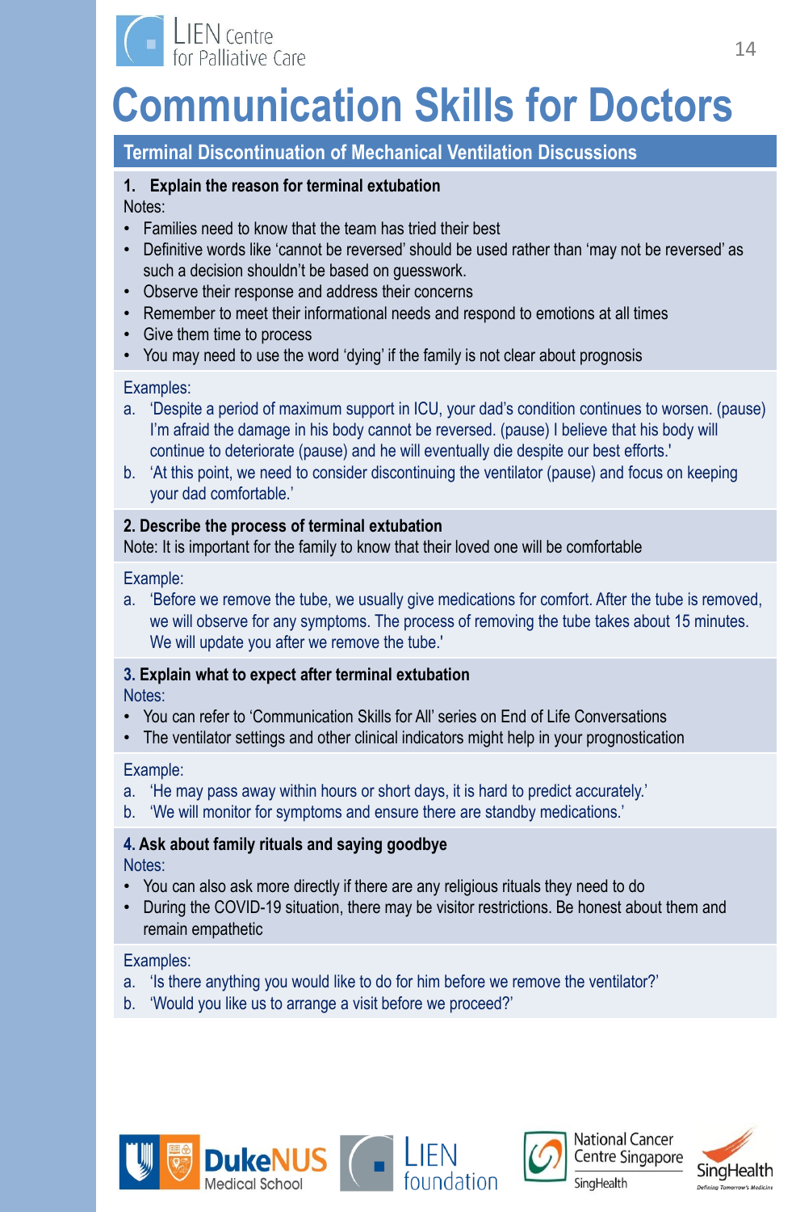# Communication Skills for Doctors

## Terminal Discontinuation of Mechanical Ventilation Discussions

### 1. Explain the reason for terminal extubation

Notes:

- Families need to know that the team has tried their best
- Definitive words like 'cannot be reversed' should be used rather than 'may not be reversed' as such a decision shouldn't be based on guesswork.
- Observe their response and address their concerns
- Remember to meet their informational needs and respond to emotions at all times
- Give them time to process
- You may need to use the word 'dying' if the family is not clear about prognosis

Examples:

a. 'Despite a period of maximum support in ICU, your dad's condition continues to worsen. (pause) I'm afraid the damage in his body cannot be reversed. (pause) I believe that his body will continue to deteriorate (pause) and he will eventually die despite our best efforts.'

b. 'At this point, we need to consider discontinuing the ventilator (pause) and focus on keeping your dad comfortable.'

### 2. Describe the process of terminal extubation

Note: It is important for the family to know that their loved one will be comfortable

Example:

a. 'Before we remove the tube, we usually give medications for comfort. After the tube is removed, we will observe for any symptoms. The process of removing the tube takes about 15 minutes. We will update you after we remove the tube.'

### 3. Explain what to expect after terminal extubation

Notes:

- You can refer to 'Communication Skills for All' series on End of Life Conversations
- The ventilator settings and other clinical indicators might help in your prognostication

Example:

a. 'He may pass away within hours or short days, it is hard to predict accurately.'

b. 'We will monitor for symptoms and ensure there are standby medications.'

### 4. Ask about family rituals and saying goodbye

Notes:

- You can also ask more directly if there are any religious rituals they need to do
- During the COVID-19 situation, there may be visitor restrictions. Be honest about them and remain empathetic

Examples:

a. 'Is there anything you would like to do for him before we remove the ventilator?'

b. 'Would you like us to arrange a visit before we proceed?'